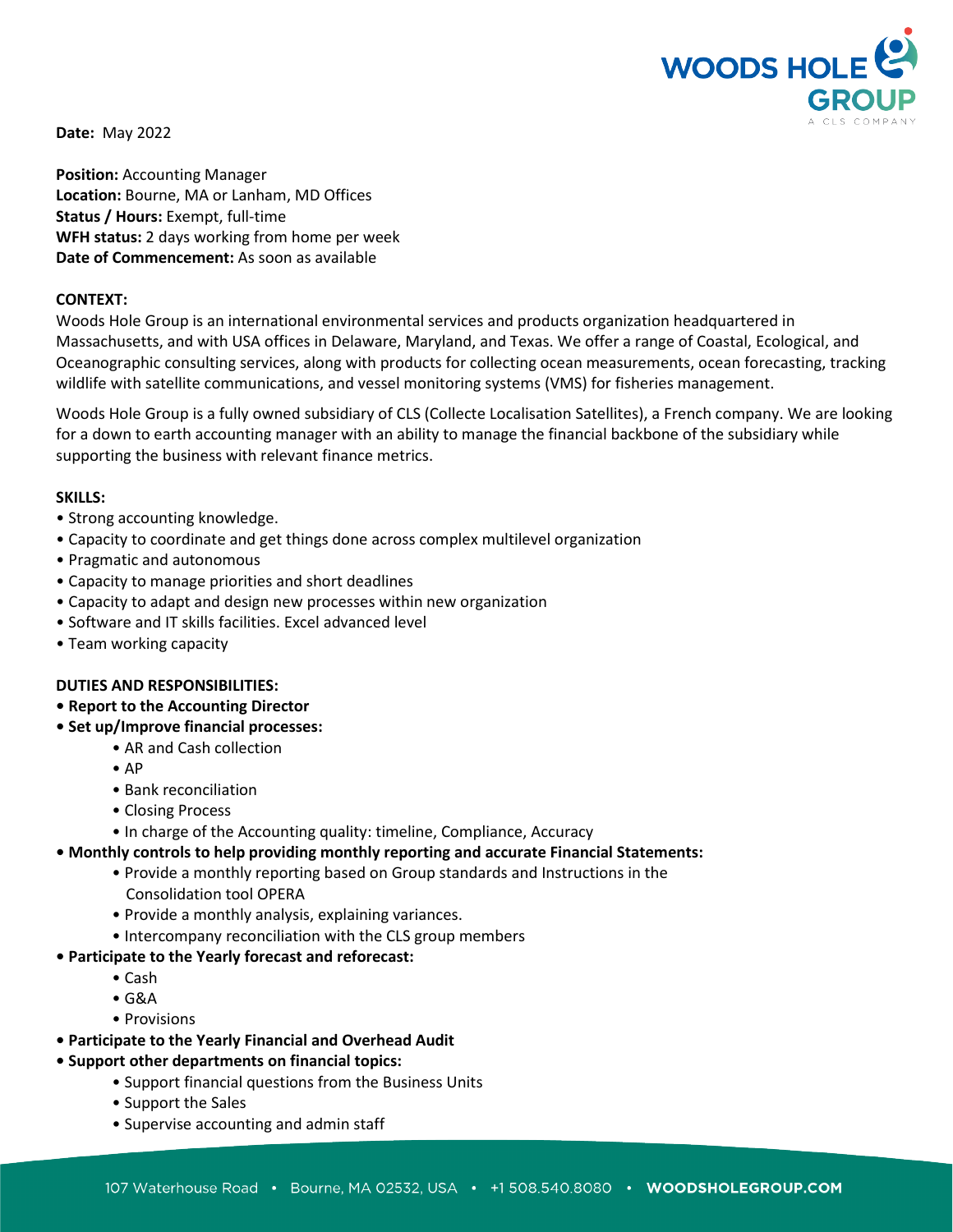**Date:** May 2022

**Position:** Accounting Manager
**Location:** Bourne, MA or Lanham, MD Offices
**Status / Hours:** Exempt, full-time
**WFH status:** 2 days working from home per week
**Date of Commencement:** As soon as available

**CONTEXT:**

Woods Hole Group is an international environmental services and products organization headquartered in Massachusetts, and with USA offices in Delaware, Maryland, and Texas. We offer a range of Coastal, Ecological, and Oceanographic consulting services, along with products for collecting ocean measurements, ocean forecasting, tracking wildlife with satellite communications, and vessel monitoring systems (VMS) for fisheries management.

Woods Hole Group is a fully owned subsidiary of CLS (Collecte Localisation Satellites), a French company. We are looking for a down to earth accounting manager with an ability to manage the financial backbone of the subsidiary while supporting the business with relevant finance metrics.

**SKILLS:**

- Strong accounting knowledge.
- Capacity to coordinate and get things done across complex multilevel organization
- Pragmatic and autonomous
- Capacity to manage priorities and short deadlines
- Capacity to adapt and design new processes within new organization
- Software and IT skills facilities. Excel advanced level
- Team working capacity

**DUTIES AND RESPONSIBILITIES:**

- **Report to the Accounting Director**
- **Set up/Improve financial processes:**
  - AR and Cash collection
  - AP
  - Bank reconciliation
  - Closing Process
  - In charge of the Accounting quality: timeline, Compliance, Accuracy
- **Monthly controls to help providing monthly reporting and accurate Financial Statements:**
  - Provide a monthly reporting based on Group standards and Instructions in the Consolidation tool OPERA
  - Provide a monthly analysis, explaining variances.
  - Intercompany reconciliation with the CLS group members
- **Participate to the Yearly forecast and reforecast:**
  - Cash
  - G&A
  - Provisions
- **Participate to the Yearly Financial and Overhead Audit**
- **Support other departments on financial topics:**
  - Support financial questions from the Business Units
  - Support the Sales
  - Supervise accounting and admin staff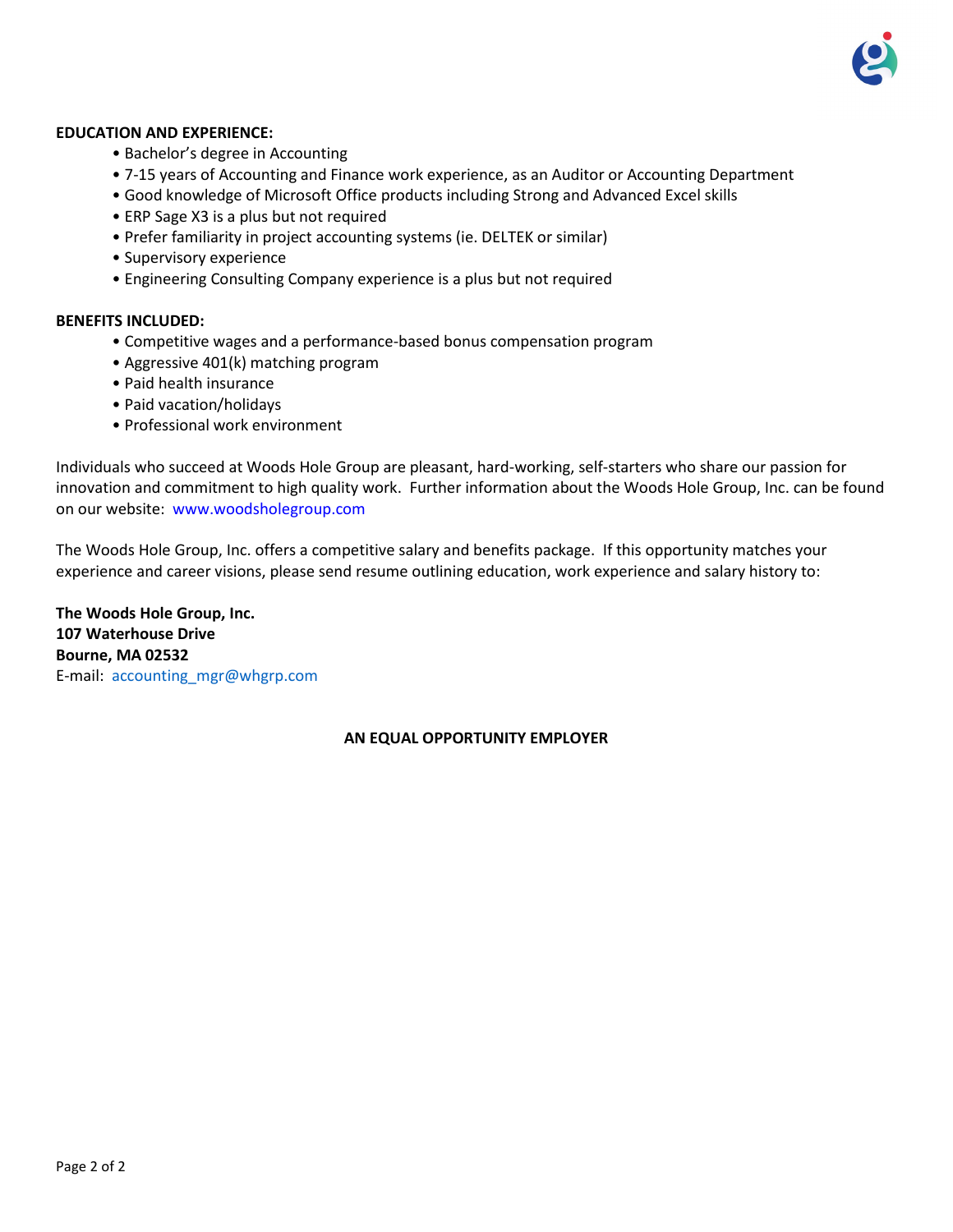**EDUCATION AND EXPERIENCE:**

- Bachelor's degree in Accounting
- 7-15 years of Accounting and Finance work experience, as an Auditor or Accounting Department
- Good knowledge of Microsoft Office products including Strong and Advanced Excel skills
- ERP Sage X3 is a plus but not required
- Prefer familiarity in project accounting systems (ie. DELTEK or similar)
- Supervisory experience
- Engineering Consulting Company experience is a plus but not required

**BENEFITS INCLUDED:**

- Competitive wages and a performance-based bonus compensation program
- Aggressive 401(k) matching program
- Paid health insurance
- Paid vacation/holidays
- Professional work environment

Individuals who succeed at Woods Hole Group are pleasant, hard-working, self-starters who share our passion for innovation and commitment to high quality work. Further information about the Woods Hole Group, Inc. can be found on our website: www.woodsholegroup.com

The Woods Hole Group, Inc. offers a competitive salary and benefits package. If this opportunity matches your experience and career visions, please send resume outlining education, work experience and salary history to:

**The Woods Hole Group, Inc.**
**107 Waterhouse Drive**
**Bourne, MA 02532**
E-mail: accounting_mgr@whgrp.com

**AN EQUAL OPPORTUNITY EMPLOYER**